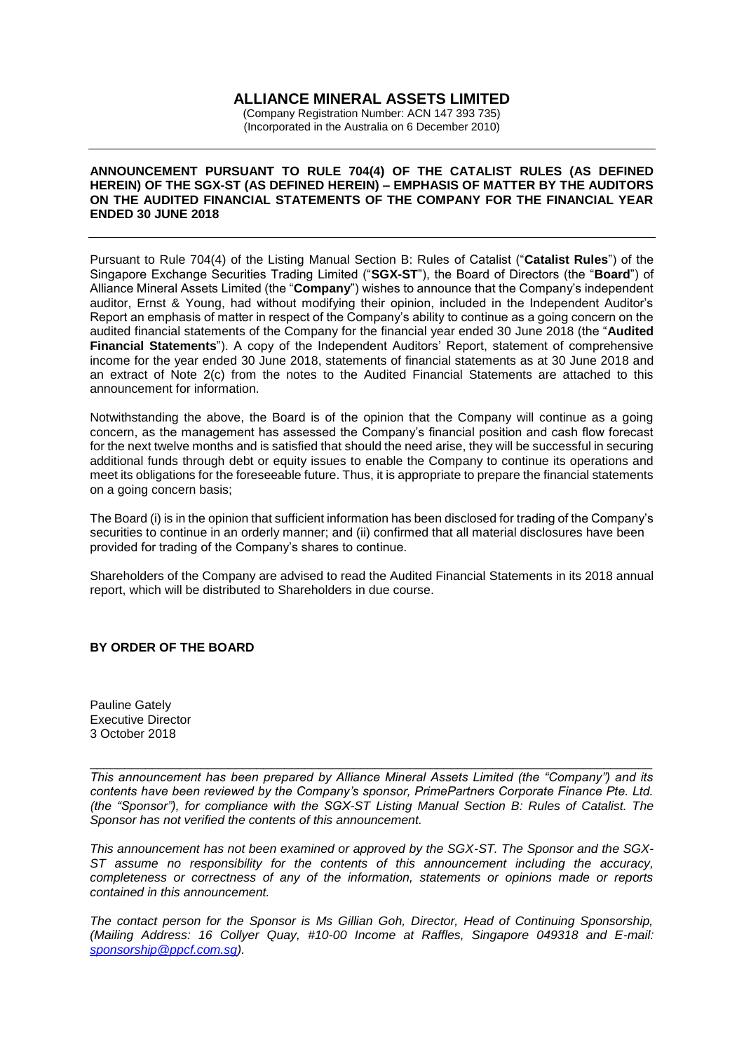# ALLIANCE MINERAL ASSETS LIMITED

(Company Registration Number: ACN 147 393 735)
(Incorporated in the Australia on 6 December 2010)

---

**ANNOUNCEMENT PURSUANT TO RULE 704(4) OF THE CATALIST RULES (AS DEFINED HEREIN) OF THE SGX-ST (AS DEFINED HEREIN) – EMPHASIS OF MATTER BY THE AUDITORS ON THE AUDITED FINANCIAL STATEMENTS OF THE COMPANY FOR THE FINANCIAL YEAR ENDED 30 JUNE 2018**

---

Pursuant to Rule 704(4) of the Listing Manual Section B: Rules of Catalist ("**Catalist Rules**") of the Singapore Exchange Securities Trading Limited ("**SGX-ST**"), the Board of Directors (the "**Board**") of Alliance Mineral Assets Limited (the "**Company**") wishes to announce that the Company's independent auditor, Ernst & Young, had without modifying their opinion, included in the Independent Auditor's Report an emphasis of matter in respect of the Company's ability to continue as a going concern on the audited financial statements of the Company for the financial year ended 30 June 2018 (the "**Audited Financial Statements**"). A copy of the Independent Auditors' Report, statement of comprehensive income for the year ended 30 June 2018, statements of financial statements as at 30 June 2018 and an extract of Note 2(c) from the notes to the Audited Financial Statements are attached to this announcement for information.

Notwithstanding the above, the Board is of the opinion that the Company will continue as a going concern, as the management has assessed the Company's financial position and cash flow forecast for the next twelve months and is satisfied that should the need arise, they will be successful in securing additional funds through debt or equity issues to enable the Company to continue its operations and meet its obligations for the foreseeable future. Thus, it is appropriate to prepare the financial statements on a going concern basis;

The Board (i) is in the opinion that sufficient information has been disclosed for trading of the Company's securities to continue in an orderly manner; and (ii) confirmed that all material disclosures have been provided for trading of the Company's shares to continue.

Shareholders of the Company are advised to read the Audited Financial Statements in its 2018 annual report, which will be distributed to Shareholders in due course.

**BY ORDER OF THE BOARD**

Pauline Gately
Executive Director
3 October 2018

---

*This announcement has been prepared by Alliance Mineral Assets Limited (the "Company") and its contents have been reviewed by the Company's sponsor, PrimePartners Corporate Finance Pte. Ltd. (the "Sponsor"), for compliance with the SGX-ST Listing Manual Section B: Rules of Catalist. The Sponsor has not verified the contents of this announcement.*

*This announcement has not been examined or approved by the SGX-ST. The Sponsor and the SGX-ST assume no responsibility for the contents of this announcement including the accuracy, completeness or correctness of any of the information, statements or opinions made or reports contained in this announcement.*

*The contact person for the Sponsor is Ms Gillian Goh, Director, Head of Continuing Sponsorship, (Mailing Address: 16 Collyer Quay, #10-00 Income at Raffles, Singapore 049318 and E-mail: sponsorship@ppcf.com.sg).*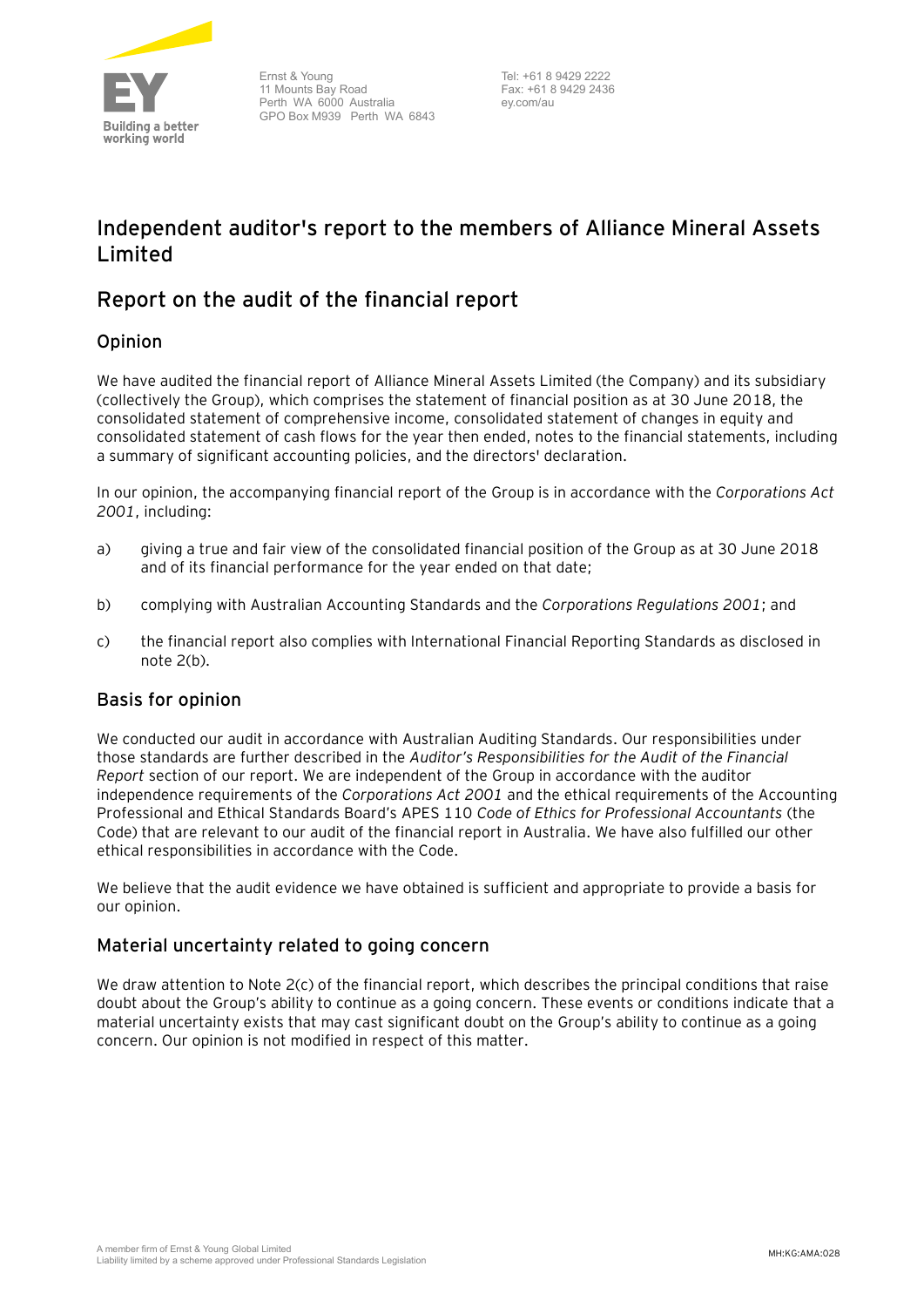# Independent auditor's report to the members of Alliance Mineral Assets Limited

## Report on the audit of the financial report

### Opinion

We have audited the financial report of Alliance Mineral Assets Limited (the Company) and its subsidiary (collectively the Group), which comprises the statement of financial position as at 30 June 2018, the consolidated statement of comprehensive income, consolidated statement of changes in equity and consolidated statement of cash flows for the year then ended, notes to the financial statements, including a summary of significant accounting policies, and the directors' declaration.

In our opinion, the accompanying financial report of the Group is in accordance with the *Corporations Act 2001*, including:

a) giving a true and fair view of the consolidated financial position of the Group as at 30 June 2018 and of its financial performance for the year ended on that date;

b) complying with Australian Accounting Standards and the *Corporations Regulations 2001*; and

c) the financial report also complies with International Financial Reporting Standards as disclosed in note 2(b).

### Basis for opinion

We conducted our audit in accordance with Australian Auditing Standards. Our responsibilities under those standards are further described in the *Auditor's Responsibilities for the Audit of the Financial Report* section of our report. We are independent of the Group in accordance with the auditor independence requirements of the *Corporations Act 2001* and the ethical requirements of the Accounting Professional and Ethical Standards Board's APES 110 *Code of Ethics for Professional Accountants* (the Code) that are relevant to our audit of the financial report in Australia. We have also fulfilled our other ethical responsibilities in accordance with the Code.

We believe that the audit evidence we have obtained is sufficient and appropriate to provide a basis for our opinion.

### Material uncertainty related to going concern

We draw attention to Note 2(c) of the financial report, which describes the principal conditions that raise doubt about the Group's ability to continue as a going concern. These events or conditions indicate that a material uncertainty exists that may cast significant doubt on the Group's ability to continue as a going concern. Our opinion is not modified in respect of this matter.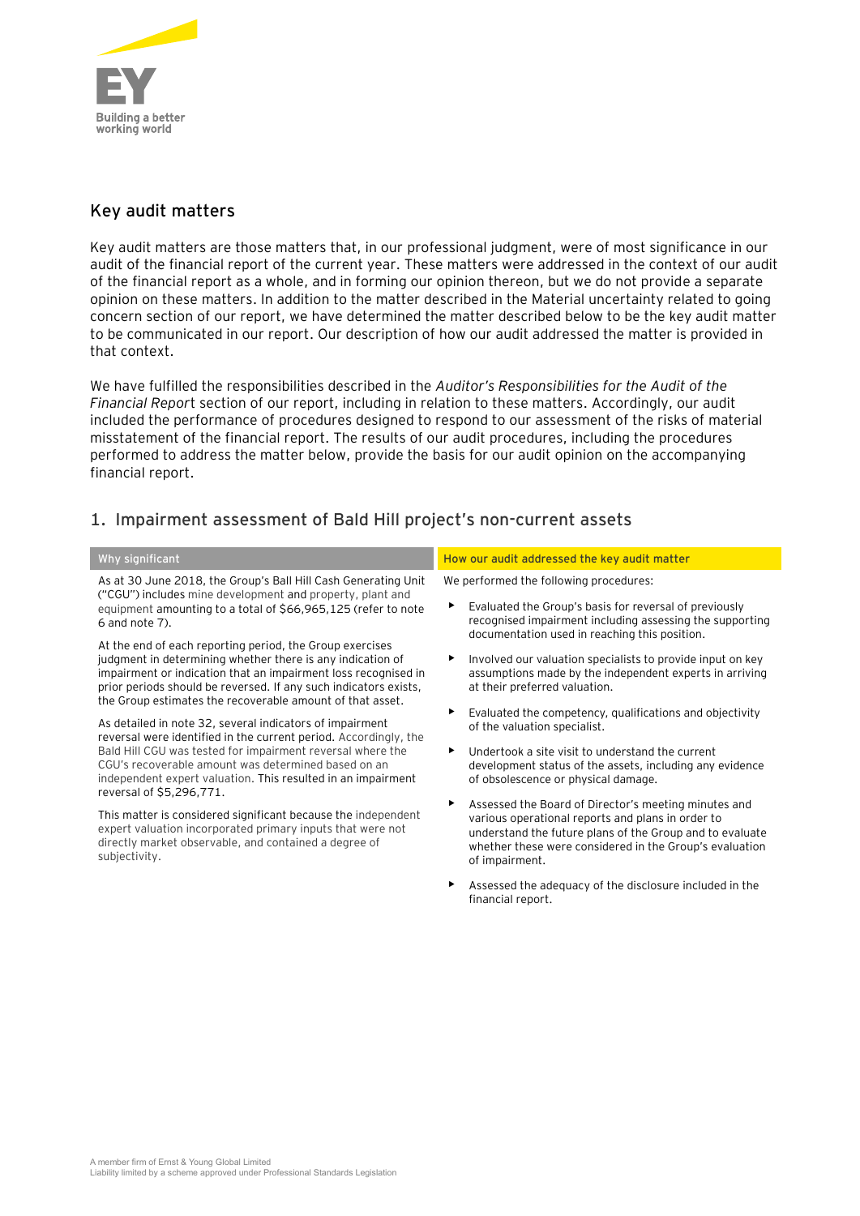## Key audit matters

Key audit matters are those matters that, in our professional judgment, were of most significance in our audit of the financial report of the current year. These matters were addressed in the context of our audit of the financial report as a whole, and in forming our opinion thereon, but we do not provide a separate opinion on these matters. In addition to the matter described in the Material uncertainty related to going concern section of our report, we have determined the matter described below to be the key audit matter to be communicated in our report. Our description of how our audit addressed the matter is provided in that context.

We have fulfilled the responsibilities described in the *Auditor's Responsibilities for the Audit of the Financial Report* section of our report, including in relation to these matters. Accordingly, our audit included the performance of procedures designed to respond to our assessment of the risks of material misstatement of the financial report. The results of our audit procedures, including the procedures performed to address the matter below, provide the basis for our audit opinion on the accompanying financial report.

### 1. Impairment assessment of Bald Hill project's non-current assets

| Why significant | How our audit addressed the key audit matter |
|---|---|
| As at 30 June 2018, the Group's Ball Hill Cash Generating Unit ("CGU") includes mine development and property, plant and equipment amounting to a total of $66,965,125 (refer to note 6 and note 7).<br><br>At the end of each reporting period, the Group exercises judgment in determining whether there is any indication of impairment or indication that an impairment loss recognised in prior periods should be reversed. If any such indicators exists, the Group estimates the recoverable amount of that asset.<br><br>As detailed in note 32, several indicators of impairment reversal were identified in the current period. Accordingly, the Bald Hill CGU was tested for impairment reversal where the CGU's recoverable amount was determined based on an independent expert valuation. This resulted in an impairment reversal of $5,296,771.<br><br>This matter is considered significant because the independent expert valuation incorporated primary inputs that were not directly market observable, and contained a degree of subjectivity. | We performed the following procedures:<br><br>- Evaluated the Group's basis for reversal of previously recognised impairment including assessing the supporting documentation used in reaching this position.<br>- Involved our valuation specialists to provide input on key assumptions made by the independent experts in arriving at their preferred valuation.<br>- Evaluated the competency, qualifications and objectivity of the valuation specialist.<br>- Undertook a site visit to understand the current development status of the assets, including any evidence of obsolescence or physical damage.<br>- Assessed the Board of Director's meeting minutes and various operational reports and plans in order to understand the future plans of the Group and to evaluate whether these were considered in the Group's evaluation of impairment.<br>- Assessed the adequacy of the disclosure included in the financial report. |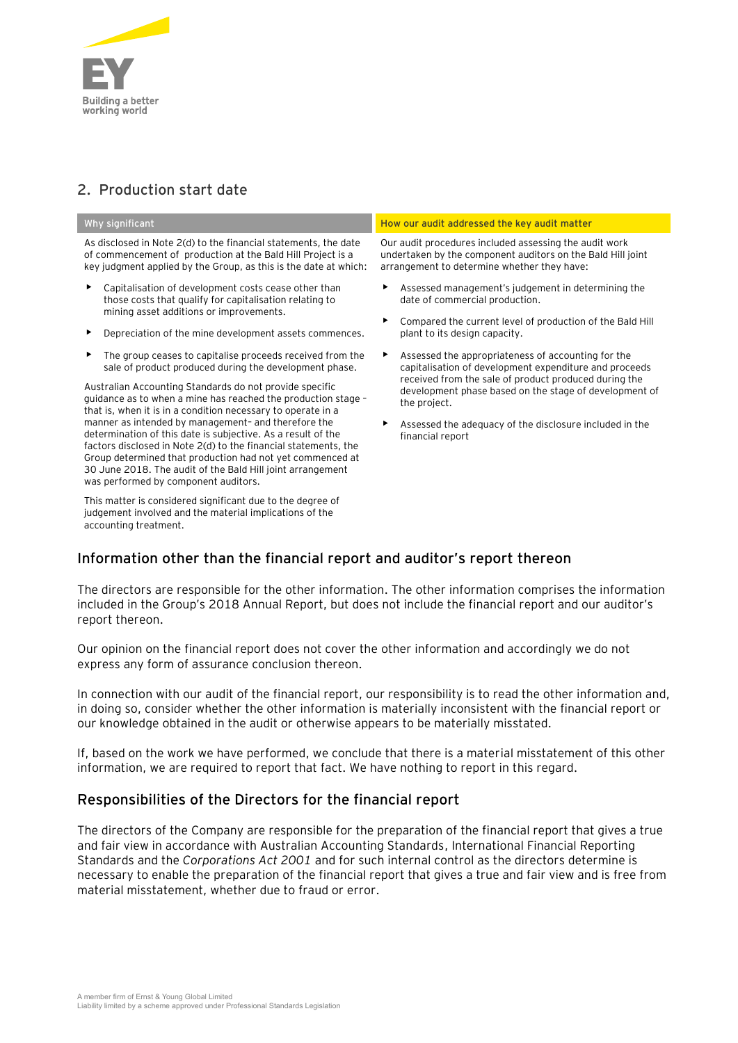## 2. Production start date

**Why significant**

As disclosed in Note 2(d) to the financial statements, the date of commencement of production at the Bald Hill Project is a key judgment applied by the Group, as this is the date at which:

- Capitalisation of development costs cease other than those costs that qualify for capitalisation relating to mining asset additions or improvements.
- Depreciation of the mine development assets commences.
- The group ceases to capitalise proceeds received from the sale of product produced during the development phase.

Australian Accounting Standards do not provide specific guidance as to when a mine has reached the production stage – that is, when it is in a condition necessary to operate in a manner as intended by management– and therefore the determination of this date is subjective. As a result of the factors disclosed in Note 2(d) to the financial statements, the Group determined that production had not yet commenced at 30 June 2018. The audit of the Bald Hill joint arrangement was performed by component auditors.

This matter is considered significant due to the degree of judgement involved and the material implications of the accounting treatment.

**How our audit addressed the key audit matter**

Our audit procedures included assessing the audit work undertaken by the component auditors on the Bald Hill joint arrangement to determine whether they have:

- Assessed management's judgement in determining the date of commercial production.
- Compared the current level of production of the Bald Hill plant to its design capacity.
- Assessed the appropriateness of accounting for the capitalisation of development expenditure and proceeds received from the sale of product produced during the development phase based on the stage of development of the project.
- Assessed the adequacy of the disclosure included in the financial report

## Information other than the financial report and auditor's report thereon

The directors are responsible for the other information. The other information comprises the information included in the Group's 2018 Annual Report, but does not include the financial report and our auditor's report thereon.

Our opinion on the financial report does not cover the other information and accordingly we do not express any form of assurance conclusion thereon.

In connection with our audit of the financial report, our responsibility is to read the other information and, in doing so, consider whether the other information is materially inconsistent with the financial report or our knowledge obtained in the audit or otherwise appears to be materially misstated.

If, based on the work we have performed, we conclude that there is a material misstatement of this other information, we are required to report that fact. We have nothing to report in this regard.

## Responsibilities of the Directors for the financial report

The directors of the Company are responsible for the preparation of the financial report that gives a true and fair view in accordance with Australian Accounting Standards, International Financial Reporting Standards and the *Corporations Act 2001* and for such internal control as the directors determine is necessary to enable the preparation of the financial report that gives a true and fair view and is free from material misstatement, whether due to fraud or error.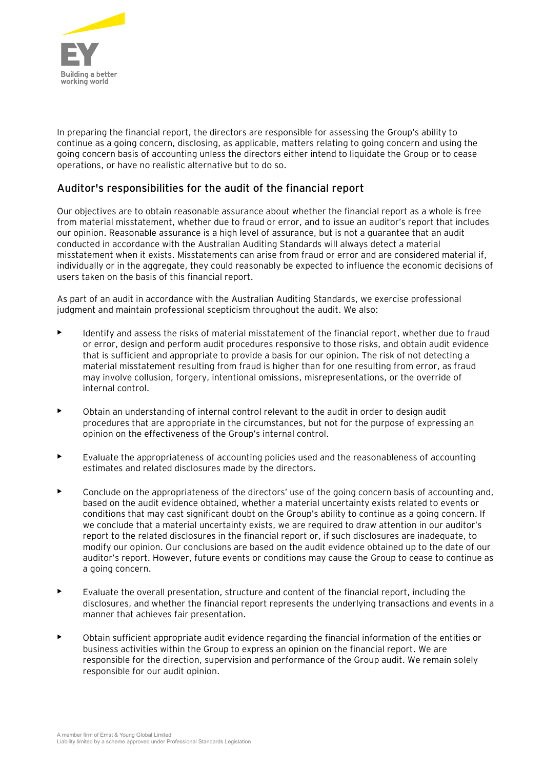In preparing the financial report, the directors are responsible for assessing the Group's ability to continue as a going concern, disclosing, as applicable, matters relating to going concern and using the going concern basis of accounting unless the directors either intend to liquidate the Group or to cease operations, or have no realistic alternative but to do so.

## Auditor's responsibilities for the audit of the financial report

Our objectives are to obtain reasonable assurance about whether the financial report as a whole is free from material misstatement, whether due to fraud or error, and to issue an auditor's report that includes our opinion. Reasonable assurance is a high level of assurance, but is not a guarantee that an audit conducted in accordance with the Australian Auditing Standards will always detect a material misstatement when it exists. Misstatements can arise from fraud or error and are considered material if, individually or in the aggregate, they could reasonably be expected to influence the economic decisions of users taken on the basis of this financial report.

As part of an audit in accordance with the Australian Auditing Standards, we exercise professional judgment and maintain professional scepticism throughout the audit. We also:

- Identify and assess the risks of material misstatement of the financial report, whether due to fraud or error, design and perform audit procedures responsive to those risks, and obtain audit evidence that is sufficient and appropriate to provide a basis for our opinion. The risk of not detecting a material misstatement resulting from fraud is higher than for one resulting from error, as fraud may involve collusion, forgery, intentional omissions, misrepresentations, or the override of internal control.

- Obtain an understanding of internal control relevant to the audit in order to design audit procedures that are appropriate in the circumstances, but not for the purpose of expressing an opinion on the effectiveness of the Group's internal control.

- Evaluate the appropriateness of accounting policies used and the reasonableness of accounting estimates and related disclosures made by the directors.

- Conclude on the appropriateness of the directors' use of the going concern basis of accounting and, based on the audit evidence obtained, whether a material uncertainty exists related to events or conditions that may cast significant doubt on the Group's ability to continue as a going concern. If we conclude that a material uncertainty exists, we are required to draw attention in our auditor's report to the related disclosures in the financial report or, if such disclosures are inadequate, to modify our opinion. Our conclusions are based on the audit evidence obtained up to the date of our auditor's report. However, future events or conditions may cause the Group to cease to continue as a going concern.

- Evaluate the overall presentation, structure and content of the financial report, including the disclosures, and whether the financial report represents the underlying transactions and events in a manner that achieves fair presentation.

- Obtain sufficient appropriate audit evidence regarding the financial information of the entities or business activities within the Group to express an opinion on the financial report. We are responsible for the direction, supervision and performance of the Group audit. We remain solely responsible for our audit opinion.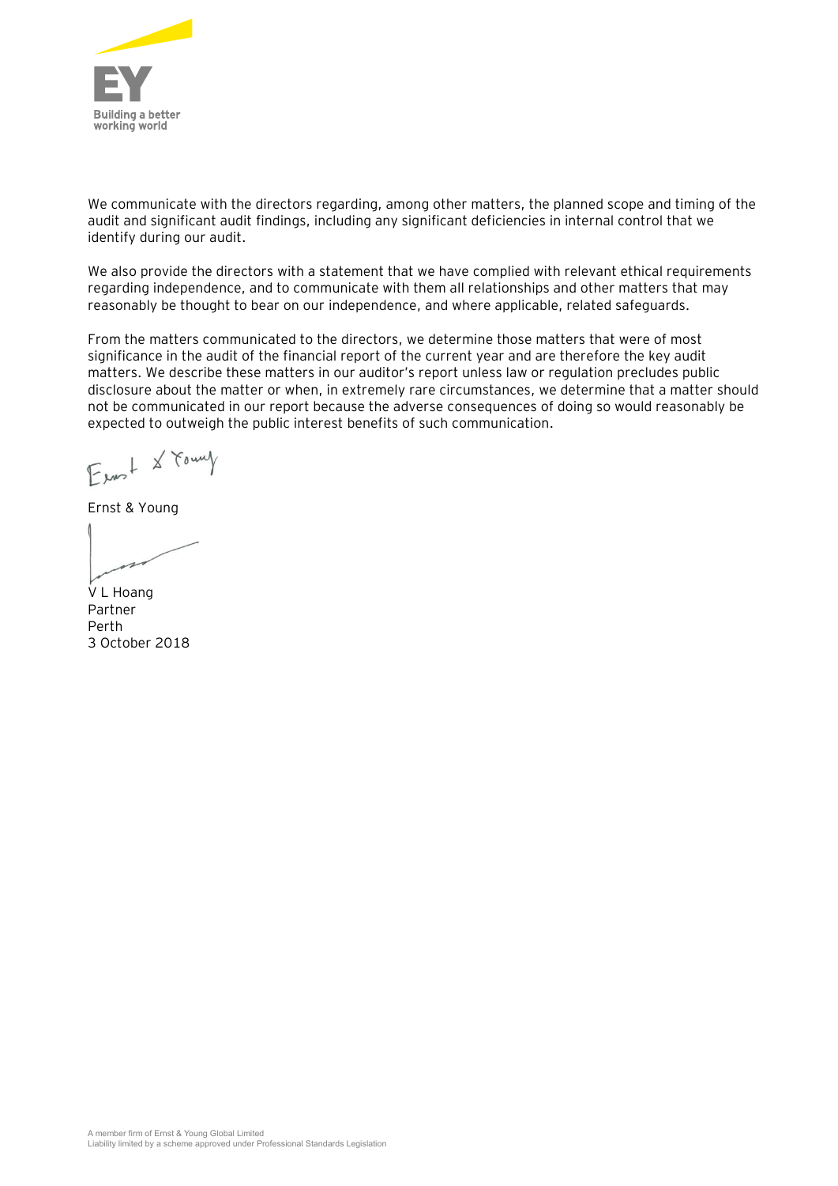We communicate with the directors regarding, among other matters, the planned scope and timing of the audit and significant audit findings, including any significant deficiencies in internal control that we identify during our audit.

We also provide the directors with a statement that we have complied with relevant ethical requirements regarding independence, and to communicate with them all relationships and other matters that may reasonably be thought to bear on our independence, and where applicable, related safeguards.

From the matters communicated to the directors, we determine those matters that were of most significance in the audit of the financial report of the current year and are therefore the key audit matters. We describe these matters in our auditor's report unless law or regulation precludes public disclosure about the matter or when, in extremely rare circumstances, we determine that a matter should not be communicated in our report because the adverse consequences of doing so would reasonably be expected to outweigh the public interest benefits of such communication.

Ernst & Young

V L Hoang
Partner
Perth
3 October 2018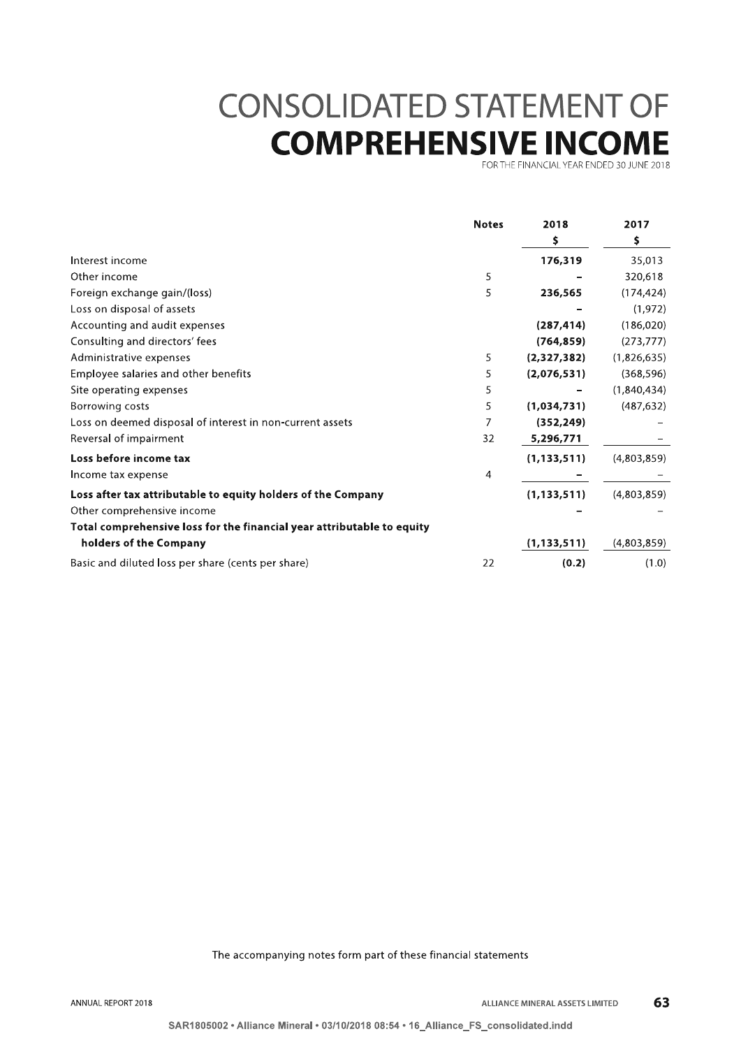# CONSOLIDATED STATEMENT OF **COMPREHENSIVE INCOME**

FOR THE FINANCIAL YEAR ENDED 30 JUNE 2018

| | Notes | 2018 $ | 2017 $ |
|---|---|---|---|
| Interest income | | **176,319** | 35,013 |
| Other income | 5 | **–** | 320,618 |
| Foreign exchange gain/(loss) | 5 | **236,565** | (174,424) |
| Loss on disposal of assets | | **–** | (1,972) |
| Accounting and audit expenses | | **(287,414)** | (186,020) |
| Consulting and directors' fees | | **(764,859)** | (273,777) |
| Administrative expenses | 5 | **(2,327,382)** | (1,826,635) |
| Employee salaries and other benefits | 5 | **(2,076,531)** | (368,596) |
| Site operating expenses | 5 | **–** | (1,840,434) |
| Borrowing costs | 5 | **(1,034,731)** | (487,632) |
| Loss on deemed disposal of interest in non-current assets | 7 | **(352,249)** | – |
| Reversal of impairment | 32 | **5,296,771** | – |
| **Loss before income tax** | | **(1,133,511)** | (4,803,859) |
| Income tax expense | 4 | **–** | – |
| **Loss after tax attributable to equity holders of the Company** | | **(1,133,511)** | (4,803,859) |
| Other comprehensive income | | **–** | – |
| **Total comprehensive loss for the financial year attributable to equity holders of the Company** | | **(1,133,511)** | (4,803,859) |
| Basic and diluted loss per share (cents per share) | 22 | **(0.2)** | (1.0) |

The accompanying notes form part of these financial statements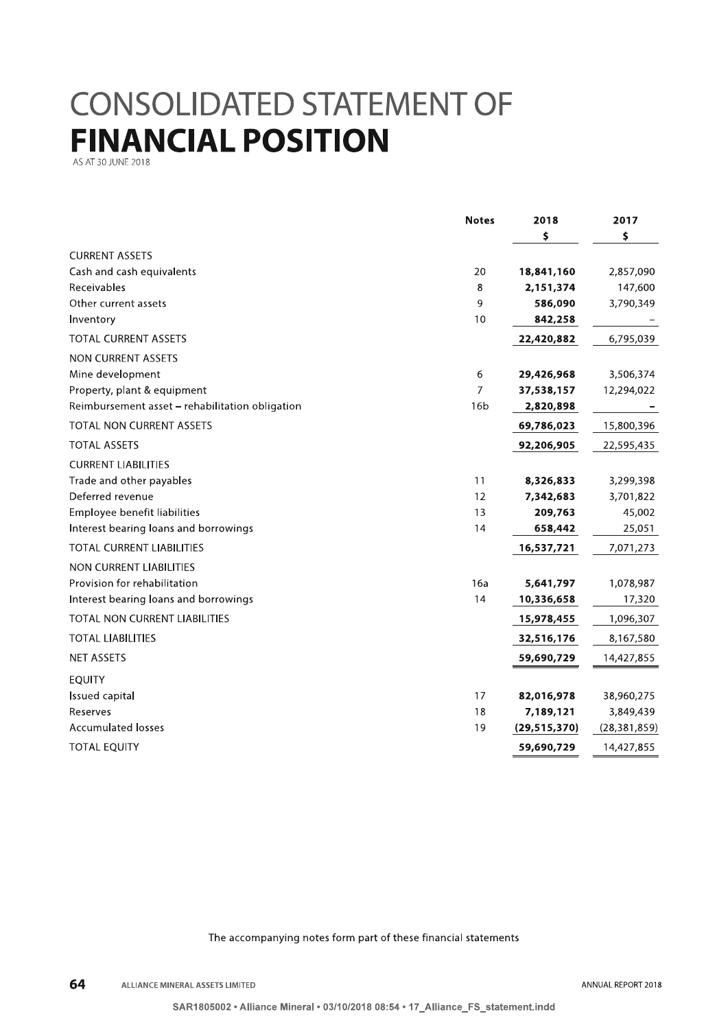# CONSOLIDATED STATEMENT OF **FINANCIAL POSITION**

AS AT 30 JUNE 2018

| | Notes | 2018 $ | 2017 $ |
|---|---|---|---|
| CURRENT ASSETS | | | |
| Cash and cash equivalents | 20 | **18,841,160** | 2,857,090 |
| Receivables | 8 | **2,151,374** | 147,600 |
| Other current assets | 9 | **586,090** | 3,790,349 |
| Inventory | 10 | **842,258** | – |
| TOTAL CURRENT ASSETS | | **22,420,882** | 6,795,039 |
| NON CURRENT ASSETS | | | |
| Mine development | 6 | **29,426,968** | 3,506,374 |
| Property, plant & equipment | 7 | **37,538,157** | 12,294,022 |
| Reimbursement asset – rehabilitation obligation | 16b | **2,820,898** | **–** |
| TOTAL NON CURRENT ASSETS | | **69,786,023** | 15,800,396 |
| TOTAL ASSETS | | **92,206,905** | 22,595,435 |
| CURRENT LIABILITIES | | | |
| Trade and other payables | 11 | **8,326,833** | 3,299,398 |
| Deferred revenue | 12 | **7,342,683** | 3,701,822 |
| Employee benefit liabilities | 13 | **209,763** | 45,002 |
| Interest bearing loans and borrowings | 14 | **658,442** | 25,051 |
| TOTAL CURRENT LIABILITIES | | **16,537,721** | 7,071,273 |
| NON CURRENT LIABILITIES | | | |
| Provision for rehabilitation | 16a | **5,641,797** | 1,078,987 |
| Interest bearing loans and borrowings | 14 | **10,336,658** | 17,320 |
| TOTAL NON CURRENT LIABILITIES | | **15,978,455** | 1,096,307 |
| TOTAL LIABILITIES | | **32,516,176** | 8,167,580 |
| NET ASSETS | | **59,690,729** | 14,427,855 |
| EQUITY | | | |
| Issued capital | 17 | **82,016,978** | 38,960,275 |
| Reserves | 18 | **7,189,121** | 3,849,439 |
| Accumulated losses | 19 | **(29,515,370)** | (28,381,859) |
| TOTAL EQUITY | | **59,690,729** | 14,427,855 |

The accompanying notes form part of these financial statements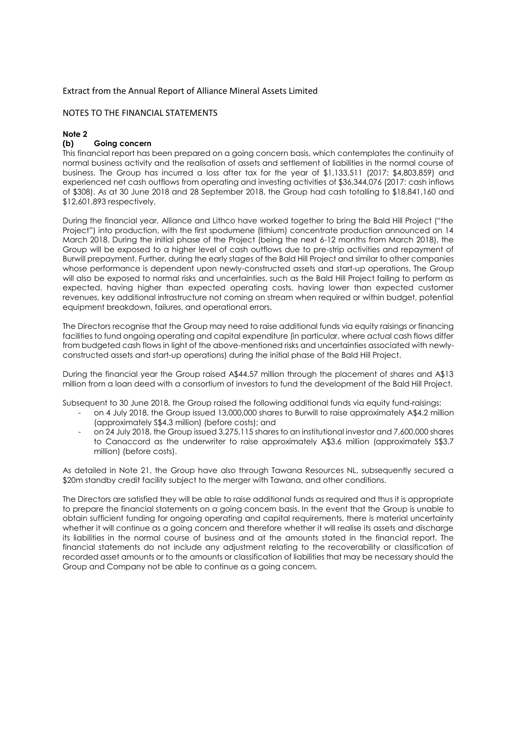Extract from the Annual Report of Alliance Mineral Assets Limited

NOTES TO THE FINANCIAL STATEMENTS

**Note 2**

**(b) Going concern**

This financial report has been prepared on a going concern basis, which contemplates the continuity of normal business activity and the realisation of assets and settlement of liabilities in the normal course of business. The Group has incurred a loss after tax for the year of $1,133,511 (2017: $4,803,859) and experienced net cash outflows from operating and investing activities of $36,344,076 (2017: cash inflows of $308). As at 30 June 2018 and 28 September 2018, the Group had cash totalling to $18,841,160 and $12,601,893 respectively.

During the financial year, Alliance and Lithco have worked together to bring the Bald Hill Project ("the Project") into production, with the first spodumene (lithium) concentrate production announced on 14 March 2018. During the initial phase of the Project (being the next 6-12 months from March 2018), the Group will be exposed to a higher level of cash outflows due to pre-strip activities and repayment of Burwill prepayment. Further, during the early stages of the Bald Hill Project and similar to other companies whose performance is dependent upon newly-constructed assets and start-up operations, The Group will also be exposed to normal risks and uncertainties, such as the Bald Hill Project failing to perform as expected, having higher than expected operating costs, having lower than expected customer revenues, key additional infrastructure not coming on stream when required or within budget, potential equipment breakdown, failures, and operational errors.

The Directors recognise that the Group may need to raise additional funds via equity raisings or financing facilities to fund ongoing operating and capital expenditure (in particular, where actual cash flows differ from budgeted cash flows in light of the above-mentioned risks and uncertainties associated with newly-constructed assets and start-up operations) during the initial phase of the Bald Hill Project.

During the financial year the Group raised A$44.57 million through the placement of shares and A$13 million from a loan deed with a consortium of investors to fund the development of the Bald Hill Project.

Subsequent to 30 June 2018, the Group raised the following additional funds via equity fund-raisings:

- on 4 July 2018, the Group issued 13,000,000 shares to Burwill to raise approximately A$4.2 million (approximately S$4.3 million) (before costs); and
- on 24 July 2018, the Group issued 3,275,115 shares to an institutional investor and 7,600,000 shares to Canaccord as the underwriter to raise approximately A$3.6 million (approximately S$3.7 million) (before costs).

As detailed in Note 21, the Group have also through Tawana Resources NL, subsequently secured a $20m standby credit facility subject to the merger with Tawana, and other conditions.

The Directors are satisfied they will be able to raise additional funds as required and thus it is appropriate to prepare the financial statements on a going concern basis. In the event that the Group is unable to obtain sufficient funding for ongoing operating and capital requirements, there is material uncertainty whether it will continue as a going concern and therefore whether it will realise its assets and discharge its liabilities in the normal course of business and at the amounts stated in the financial report. The financial statements do not include any adjustment relating to the recoverability or classification of recorded asset amounts or to the amounts or classification of liabilities that may be necessary should the Group and Company not be able to continue as a going concern.